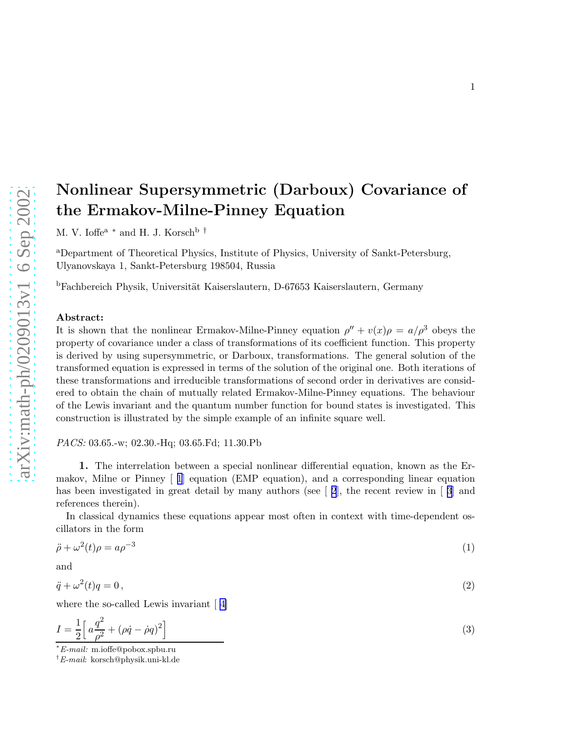# Nonlinear Supersymmetric (Darboux) Covariance of the Ermakov-Milne-Pinney Equation

M. V. Ioffe[a] * and H. J. Korsch[b] †

[a]Department of Theoretical Physics, Institute of Physics, University of Sankt-Petersburg, Ulyanovskaya 1, Sankt-Petersburg 198504, Russia

[b]Fachbereich Physik, Universität Kaiserslautern, D-67653 Kaiserslautern, Germany

**Abstract:**
It is shown that the nonlinear Ermakov-Milne-Pinney equation $\rho'' + v(x)\rho = a/\rho^3$ obeys the property of covariance under a class of transformations of its coefficient function. This property is derived by using supersymmetric, or Darboux, transformations. The general solution of the transformed equation is expressed in terms of the solution of the original one. Both iterations of these transformations and irreducible transformations of second order in derivatives are considered to obtain the chain of mutually related Ermakov-Milne-Pinney equations. The behaviour of the Lewis invariant and the quantum number function for bound states is investigated. This construction is illustrated by the simple example of an infinite square well.

*PACS:* 03.65.-w; 02.30.-Hq; 03.65.Fd; 11.30.Pb

**1.** The interrelation between a special nonlinear differential equation, known as the Ermakov, Milne or Pinney [1] equation (EMP equation), and a corresponding linear equation has been investigated in great detail by many authors (see [2], the recent review in [3] and references therein).

In classical dynamics these equations appear most often in context with time-dependent oscillators in the form

$$\ddot{\rho} + \omega^2(t)\rho = a\rho^{-3} \tag{1}$$

and

$$\ddot{q} + \omega^2(t)q = 0\,, \tag{2}$$

where the so-called Lewis invariant [4]

$$I = \frac{1}{2}\Big[\, a\frac{q^2}{\rho^2} + (\rho\dot{q} - \dot{\rho}q)^2\Big] \tag{3}$$

---

* *E-mail:* m.ioffe@pobox.spbu.ru

† *E-mail*: korsch@physik.uni-kl.de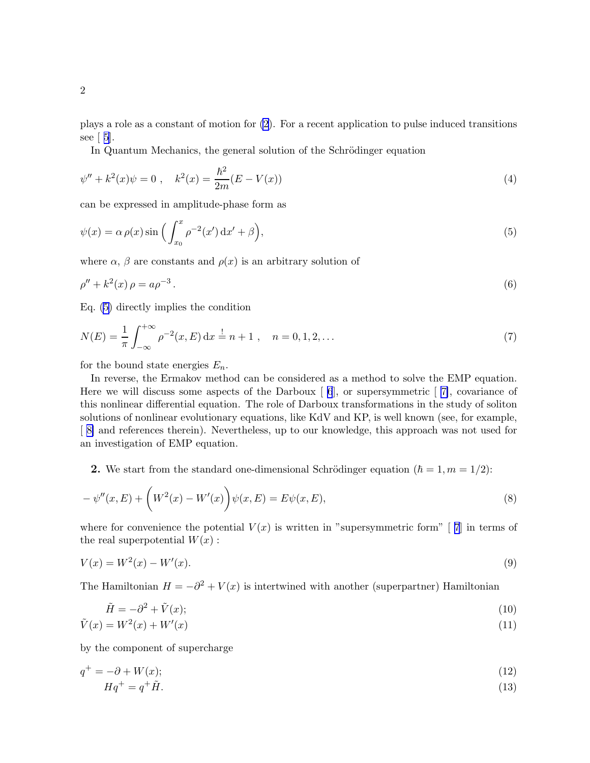plays a role as a constant of motion for (2). For a recent application to pulse induced transitions see [ 5].

In Quantum Mechanics, the general solution of the Schrödinger equation

$$\psi'' + k^2(x)\psi = 0\ , \quad k^2(x) = \frac{\hbar^2}{2m}(E - V(x)) \tag{4}$$

can be expressed in amplitude-phase form as

$$\psi(x) = \alpha\, \rho(x) \sin\Big( \int_{x_0}^{x} \rho^{-2}(x')\, \mathrm{d}x' + \beta \Big), \tag{5}$$

where $\alpha$, $\beta$ are constants and $\rho(x)$ is an arbitrary solution of

$$\rho'' + k^2(x)\, \rho = a \rho^{-3}\,. \tag{6}$$

Eq. (5) directly implies the condition

$$N(E) = \frac{1}{\pi} \int_{-\infty}^{+\infty} \rho^{-2}(x, E)\, \mathrm{d}x \overset{!}{=} n + 1\ , \quad n = 0, 1, 2, \ldots \tag{7}$$

for the bound state energies $E_n$.

In reverse, the Ermakov method can be considered as a method to solve the EMP equation. Here we will discuss some aspects of the Darboux [ 6], or supersymmetric [ 7], covariance of this nonlinear differential equation. The role of Darboux transformations in the study of soliton solutions of nonlinear evolutionary equations, like KdV and KP, is well known (see, for example, [ 8] and references therein). Nevertheless, up to our knowledge, this approach was not used for an investigation of EMP equation.

**2.** We start from the standard one-dimensional Schrödinger equation ($\hbar = 1, m = 1/2$):

$$-\psi''(x, E) + \Big( W^2(x) - W'(x) \Big) \psi(x, E) = E \psi(x, E), \tag{8}$$

where for convenience the potential $V(x)$ is written in "supersymmetric form" [ 7] in terms of the real superpotential $W(x)$ :

$$V(x) = W^2(x) - W'(x). \tag{9}$$

The Hamiltonian $H = -\partial^2 + V(x)$ is intertwined with another (superpartner) Hamiltonian

$$\tilde{H} = -\partial^2 + \tilde{V}(x); \tag{10}$$

$$\tilde{V}(x) = W^2(x) + W'(x) \tag{11}$$

by the component of supercharge

$$q^+ = -\partial + W(x); \tag{12}$$

$$H q^+ = q^+ \tilde{H}. \tag{13}$$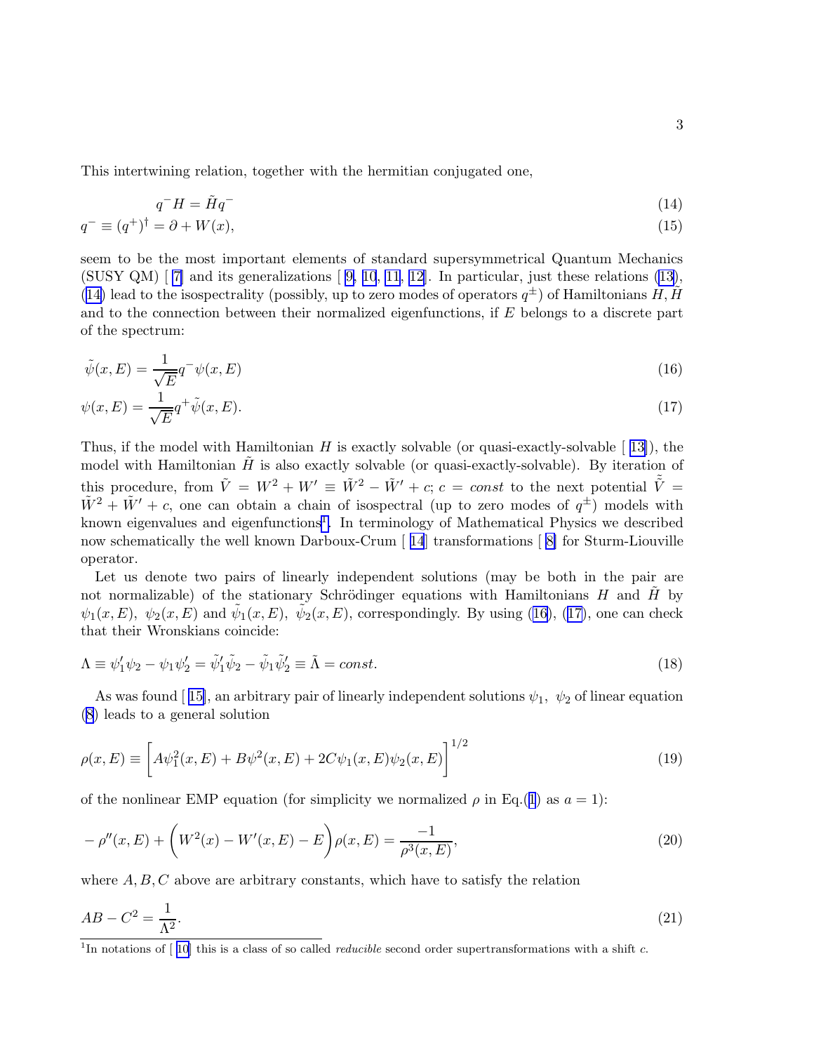This intertwining relation, together with the hermitian conjugated one,

$$q^- H = \tilde{H} q^- \tag{14}$$

$$q^- \equiv (q^+)^\dagger = \partial + W(x), \tag{15}$$

seem to be the most important elements of standard supersymmetrical Quantum Mechanics (SUSY QM) [ [7] and its generalizations [ [9], [10], [11], [12]]. In particular, just these relations ([13]), ([14]) lead to the isospectrality (possibly, up to zero modes of operators $q^\pm$) of Hamiltonians $H, \tilde{H}$ and to the connection between their normalized eigenfunctions, if $E$ belongs to a discrete part of the spectrum:

$$\tilde{\psi}(x, E) = \frac{1}{\sqrt{E}} q^- \psi(x, E) \tag{16}$$

$$\psi(x, E) = \frac{1}{\sqrt{E}} q^+ \tilde{\psi}(x, E). \tag{17}$$

Thus, if the model with Hamiltonian $H$ is exactly solvable (or quasi-exactly-solvable [ [13]]), the model with Hamiltonian $\tilde{H}$ is also exactly solvable (or quasi-exactly-solvable). By iteration of this procedure, from $\tilde{V} = W^2 + W' \equiv \tilde{W}^2 - \tilde{W}' + c;\ c = const$ to the next potential $\tilde{\tilde{V}} = \tilde{W}^2 + \tilde{W}' + c$, one can obtain a chain of isospectral (up to zero modes of $q^\pm$) models with known eigenvalues and eigenfunctions[1]. In terminology of Mathematical Physics we described now schematically the well known Darboux-Crum [ [14]] transformations [ [8]] for Sturm-Liouville operator.

Let us denote two pairs of linearly independent solutions (may be both in the pair are not normalizable) of the stationary Schrödinger equations with Hamiltonians $H$ and $\tilde{H}$ by $\psi_1(x, E),\ \psi_2(x, E)$ and $\tilde{\psi}_1(x, E),\ \tilde{\psi}_2(x, E)$, correspondingly. By using ([16]), ([17]), one can check that their Wronskians coincide:

$$\Lambda \equiv \psi_1' \psi_2 - \psi_1 \psi_2' = \tilde{\psi}_1' \tilde{\psi}_2 - \tilde{\psi}_1 \tilde{\psi}_2' \equiv \tilde{\Lambda} = const. \tag{18}$$

As was found [ [15]], an arbitrary pair of linearly independent solutions $\psi_1,\ \psi_2$ of linear equation ([8]) leads to a general solution

$$\rho(x, E) \equiv \left[ A\psi_1^2(x, E) + B\psi^2(x, E) + 2C\psi_1(x, E)\psi_2(x, E) \right]^{1/2} \tag{19}$$

of the nonlinear EMP equation (for simplicity we normalized $\rho$ in Eq.([1]) as $a = 1$):

$$-\rho''(x, E) + \left( W^2(x) - W'(x, E) - E \right) \rho(x, E) = \frac{-1}{\rho^3(x, E)}, \tag{20}$$

where $A, B, C$ above are arbitrary constants, which have to satisfy the relation

$$AB - C^2 = \frac{1}{\Lambda^2}. \tag{21}$$

[1] In notations of [ [10]] this is a class of so called *reducible* second order supertransformations with a shift $c$.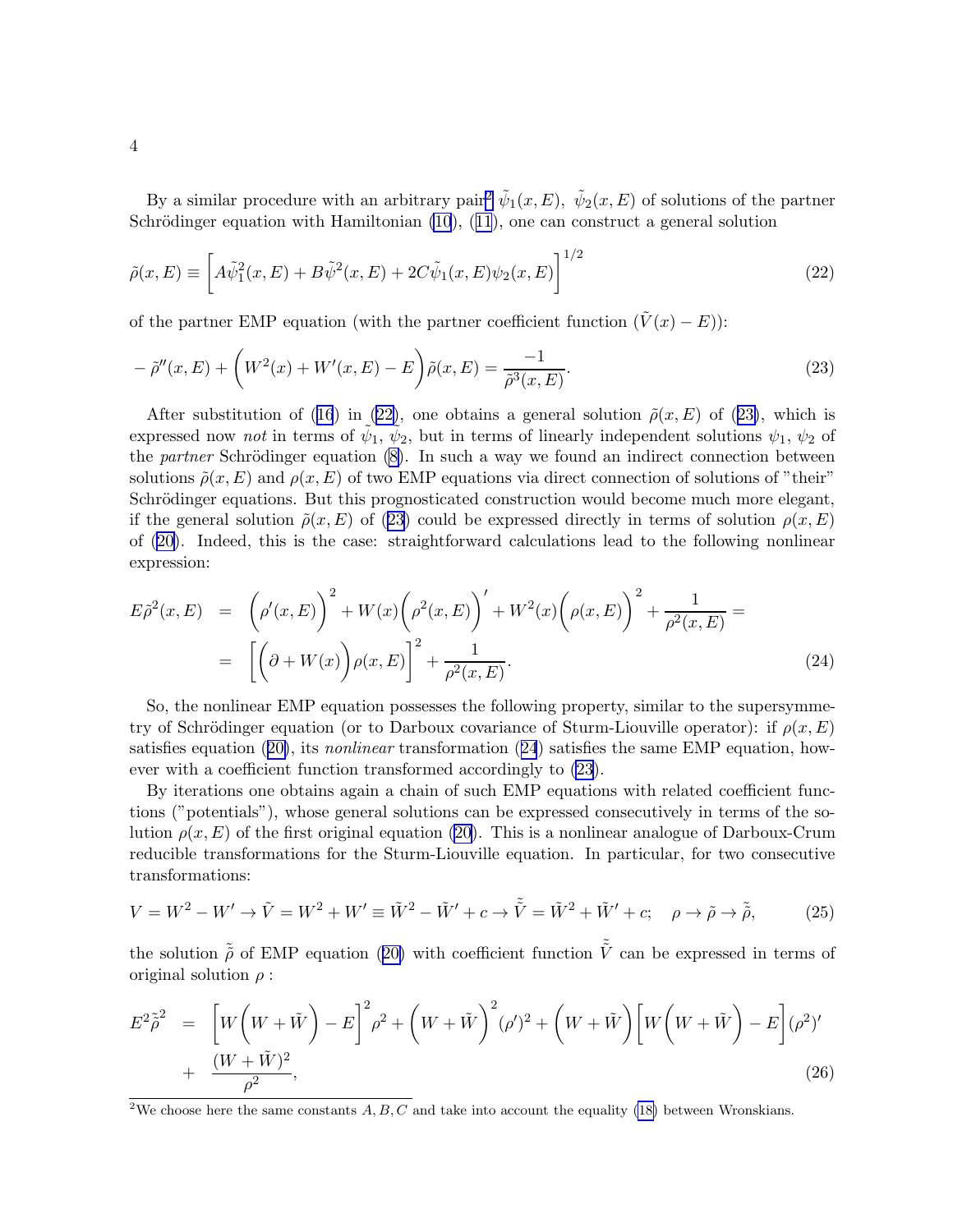By a similar procedure with an arbitrary pair[2] $\tilde{\psi}_1(x,E),\ \tilde{\psi}_2(x,E)$ of solutions of the partner Schrödinger equation with Hamiltonian (10), (11), one can construct a general solution

$$\tilde{\rho}(x,E) \equiv \left[A\tilde{\psi}_1^2(x,E) + B\tilde{\psi}^2(x,E) + 2C\tilde{\psi}_1(x,E)\psi_2(x,E)\right]^{1/2} \tag{22}$$

of the partner EMP equation (with the partner coefficient function $(\tilde{V}(x) - E)$):

$$-\tilde{\rho}''(x,E) + \left(W^2(x) + W'(x,E) - E\right)\tilde{\rho}(x,E) = \frac{-1}{\tilde{\rho}^3(x,E)}. \tag{23}$$

After substitution of (16) in (22), one obtains a general solution $\tilde{\rho}(x,E)$ of (23), which is expressed now *not* in terms of $\tilde{\psi}_1, \tilde{\psi}_2$, but in terms of linearly independent solutions $\psi_1, \psi_2$ of the *partner* Schrödinger equation (8). In such a way we found an indirect connection between solutions $\tilde{\rho}(x,E)$ and $\rho(x,E)$ of two EMP equations via direct connection of solutions of "their" Schrödinger equations. But this prognosticated construction would become much more elegant, if the general solution $\tilde{\rho}(x,E)$ of (23) could be expressed directly in terms of solution $\rho(x,E)$ of (20). Indeed, this is the case: straightforward calculations lead to the following nonlinear expression:

$$\begin{aligned} E\tilde{\rho}^2(x,E) &= \left(\rho'(x,E)\right)^2 + W(x)\left(\rho^2(x,E)\right)' + W^2(x)\left(\rho(x,E)\right)^2 + \frac{1}{\rho^2(x,E)} = \\ &= \left[\left(\partial + W(x)\right)\rho(x,E)\right]^2 + \frac{1}{\rho^2(x,E)}. \end{aligned} \tag{24}$$

So, the nonlinear EMP equation possesses the following property, similar to the supersymmetry of Schrödinger equation (or to Darboux covariance of Sturm-Liouville operator): if $\rho(x,E)$ satisfies equation (20), its *nonlinear* transformation (24) satisfies the same EMP equation, however with a coefficient function transformed accordingly to (23).

By iterations one obtains again a chain of such EMP equations with related coefficient functions ("potentials"), whose general solutions can be expressed consecutively in terms of the solution $\rho(x,E)$ of the first original equation (20). This is a nonlinear analogue of Darboux-Crum reducible transformations for the Sturm-Liouville equation. In particular, for two consecutive transformations:

$$V = W^2 - W' \to \tilde{V} = W^2 + W' \equiv \tilde{W}^2 - \tilde{W}' + c \to \tilde{\tilde{V}} = \tilde{W}^2 + \tilde{W}' + c; \quad \rho \to \tilde{\rho} \to \tilde{\tilde{\rho}}, \tag{25}$$

the solution $\tilde{\tilde{\rho}}$ of EMP equation (20) with coefficient function $\tilde{\tilde{V}}$ can be expressed in terms of original solution $\rho$ :

$$\begin{aligned} E^2\tilde{\tilde{\rho}}^2 &= \left[W\left(W+\tilde{W}\right) - E\right]^2\rho^2 + \left(W+\tilde{W}\right)^2(\rho')^2 + \left(W+\tilde{W}\right)\left[W\left(W+\tilde{W}\right) - E\right](\rho^2)' \\ &+ \frac{(W+\tilde{W})^2}{\rho^2}, \end{aligned} \tag{26}$$

[2] We choose here the same constants $A, B, C$ and take into account the equality (18) between Wronskians.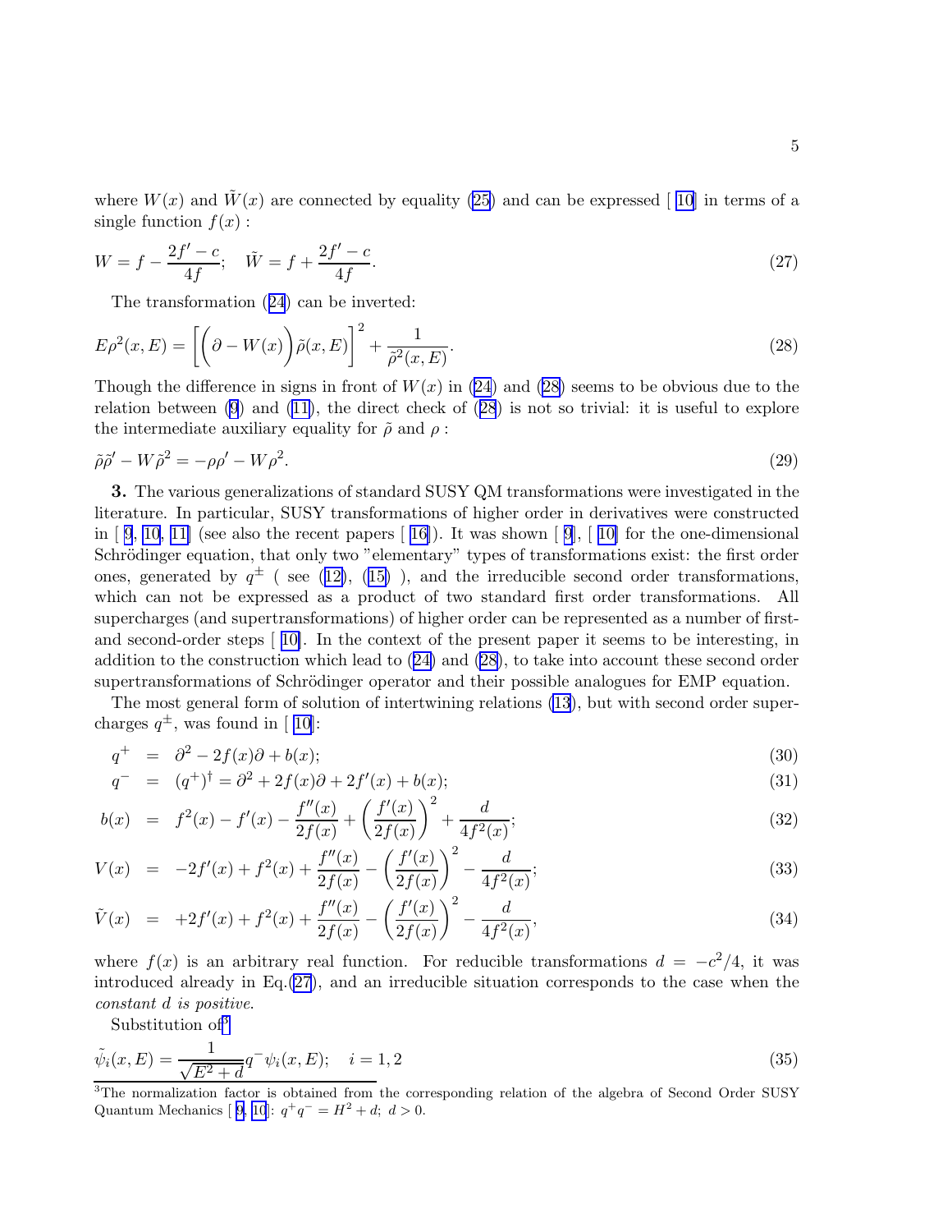where $W(x)$ and $\tilde{W}(x)$ are connected by equality (25) and can be expressed [ 10] in terms of a single function $f(x)$ :

$$W = f - \frac{2f' - c}{4f}; \quad \tilde{W} = f + \frac{2f' - c}{4f}. \tag{27}$$

The transformation (24) can be inverted:

$$E\rho^2(x, E) = \left[\Big(\partial - W(x)\Big)\tilde{\rho}(x, E)\right]^2 + \frac{1}{\tilde{\rho}^2(x, E)}. \tag{28}$$

Though the difference in signs in front of $W(x)$ in (24) and (28) seems to be obvious due to the relation between (9) and (11), the direct check of (28) is not so trivial: it is useful to explore the intermediate auxiliary equality for $\tilde{\rho}$ and $\rho$ :

$$\tilde{\rho}\tilde{\rho}' - W\tilde{\rho}^2 = -\rho\rho' - W\rho^2. \tag{29}$$

**3.** The various generalizations of standard SUSY QM transformations were investigated in the literature. In particular, SUSY transformations of higher order in derivatives were constructed in [ 9, 10, 11] (see also the recent papers [ 16]). It was shown [ 9], [ 10] for the one-dimensional Schrödinger equation, that only two "elementary" types of transformations exist: the first order ones, generated by $q^{\pm}$ ( see (12), (15) ), and the irreducible second order transformations, which can not be expressed as a product of two standard first order transformations. All supercharges (and supertransformations) of higher order can be represented as a number of first- and second-order steps [ 10]. In the context of the present paper it seems to be interesting, in addition to the construction which lead to (24) and (28), to take into account these second order supertransformations of Schrödinger operator and their possible analogues for EMP equation.

The most general form of solution of intertwining relations (13), but with second order supercharges $q^{\pm}$, was found in [ 10]:

$$q^+ = \partial^2 - 2f(x)\partial + b(x); \tag{30}$$

$$q^- = (q^+)^\dagger = \partial^2 + 2f(x)\partial + 2f'(x) + b(x); \tag{31}$$

$$b(x) = f^2(x) - f'(x) - \frac{f''(x)}{2f(x)} + \left(\frac{f'(x)}{2f(x)}\right)^2 + \frac{d}{4f^2(x)}; \tag{32}$$

$$V(x) = -2f'(x) + f^2(x) + \frac{f''(x)}{2f(x)} - \left(\frac{f'(x)}{2f(x)}\right)^2 - \frac{d}{4f^2(x)}; \tag{33}$$

$$\tilde{V}(x) = +2f'(x) + f^2(x) + \frac{f''(x)}{2f(x)} - \left(\frac{f'(x)}{2f(x)}\right)^2 - \frac{d}{4f^2(x)}, \tag{34}$$

where $f(x)$ is an arbitrary real function. For reducible transformations $d = -c^2/4$, it was introduced already in Eq.(27), and an irreducible situation corresponds to the case when the *constant $d$ is positive.*

Substitution of[3]

$$\tilde{\psi}_i(x, E) = \frac{1}{\sqrt{E^2 + d}} q^- \psi_i(x, E); \quad i = 1, 2 \tag{35}$$

[3]The normalization factor is obtained from the corresponding relation of the algebra of Second Order SUSY Quantum Mechanics [ 9, 10]: $q^+q^- = H^2 + d;\ d > 0.$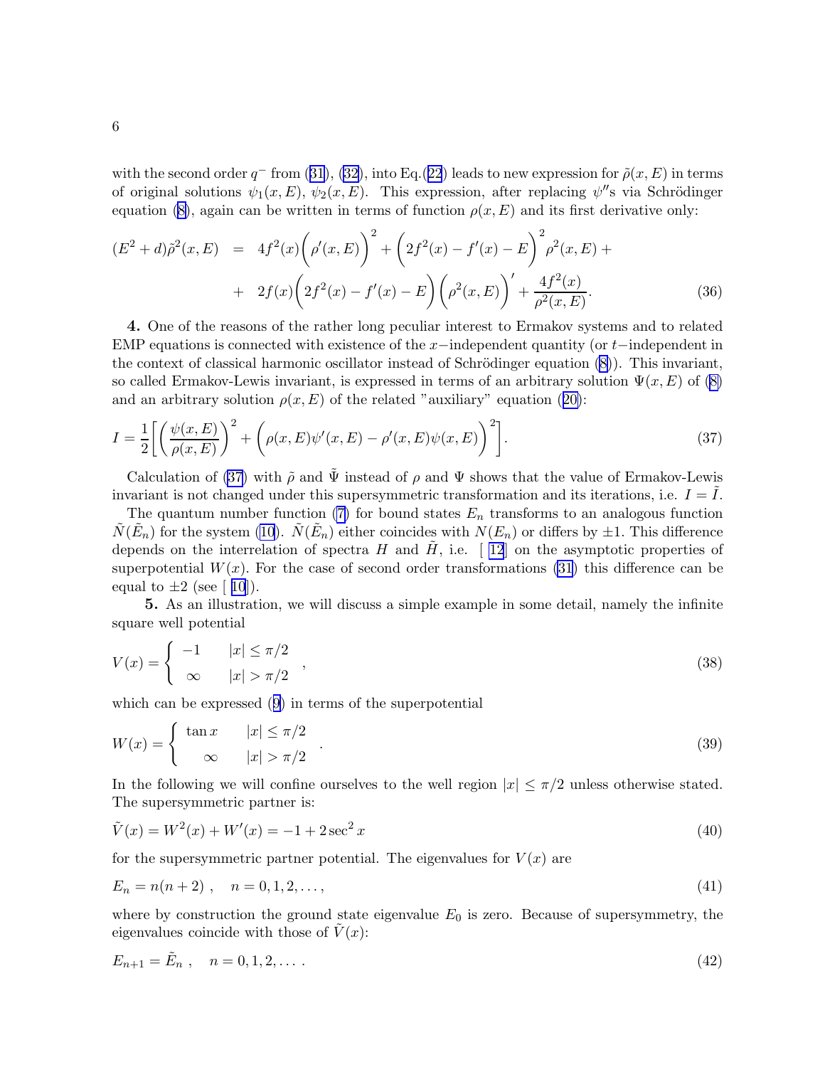with the second order $q^-$ from (31), (32), into Eq.(22) leads to new expression for $\tilde{\rho}(x,E)$ in terms of original solutions $\psi_1(x,E)$, $\psi_2(x,E)$. This expression, after replacing $\psi''$s via Schrödinger equation (8), again can be written in terms of function $\rho(x,E)$ and its first derivative only:

$$
\begin{aligned}
(E^2+d)\tilde{\rho}^2(x,E) &= 4f^2(x)\Big(\rho'(x,E)\Big)^2 + \Big(2f^2(x)-f'(x)-E\Big)^2\rho^2(x,E) + \\
&+ 2f(x)\Big(2f^2(x)-f'(x)-E\Big)\Big(\rho^2(x,E)\Big)' + \frac{4f^2(x)}{\rho^2(x,E)}. \qquad (36)
\end{aligned}
$$

**4.** One of the reasons of the rather long peculiar interest to Ermakov systems and to related EMP equations is connected with existence of the $x-$independent quantity (or $t-$independent in the context of classical harmonic oscillator instead of Schrödinger equation (8)). This invariant, so called Ermakov-Lewis invariant, is expressed in terms of an arbitrary solution $\Psi(x,E)$ of (8) and an arbitrary solution $\rho(x,E)$ of the related "auxiliary" equation (20):

$$
I = \frac{1}{2}\Bigg[\Big(\frac{\psi(x,E)}{\rho(x,E)}\Big)^2 + \Big(\rho(x,E)\psi'(x,E) - \rho'(x,E)\psi(x,E)\Big)^2\Bigg]. \qquad (37)
$$

Calculation of (37) with $\tilde{\rho}$ and $\tilde{\Psi}$ instead of $\rho$ and $\Psi$ shows that the value of Ermakov-Lewis invariant is not changed under this supersymmetric transformation and its iterations, i.e. $I = \tilde{I}$.

The quantum number function (7) for bound states $E_n$ transforms to an analogous function $\tilde{N}(\tilde{E}_n)$ for the system (10). $\tilde{N}(\tilde{E}_n)$ either coincides with $N(E_n)$ or differs by $\pm 1$. This difference depends on the interrelation of spectra $H$ and $\tilde{H}$, i.e. [ 12] on the asymptotic properties of superpotential $W(x)$. For the case of second order transformations (31) this difference can be equal to $\pm 2$ (see [ 10]).

**5.** As an illustration, we will discuss a simple example in some detail, namely the infinite square well potential

$$
V(x) = \begin{cases} -1 & |x| \le \pi/2 \\ \infty & |x| > \pi/2 \end{cases}, \qquad (38)
$$

which can be expressed (9) in terms of the superpotential

$$
W(x) = \begin{cases} \tan x & |x| \le \pi/2 \\ \infty & |x| > \pi/2 \end{cases}. \qquad (39)
$$

In the following we will confine ourselves to the well region $|x| \le \pi/2$ unless otherwise stated. The supersymmetric partner is:

$$
\tilde{V}(x) = W^2(x) + W'(x) = -1 + 2\sec^2 x \qquad (40)
$$

for the supersymmetric partner potential. The eigenvalues for $V(x)$ are

$$
E_n = n(n+2)\ , \quad n = 0,1,2,\ldots, \qquad (41)
$$

where by construction the ground state eigenvalue $E_0$ is zero. Because of supersymmetry, the eigenvalues coincide with those of $\tilde{V}(x)$:

$$
E_{n+1} = \tilde{E}_n\ , \quad n = 0,1,2,\ldots\ . \qquad (42)
$$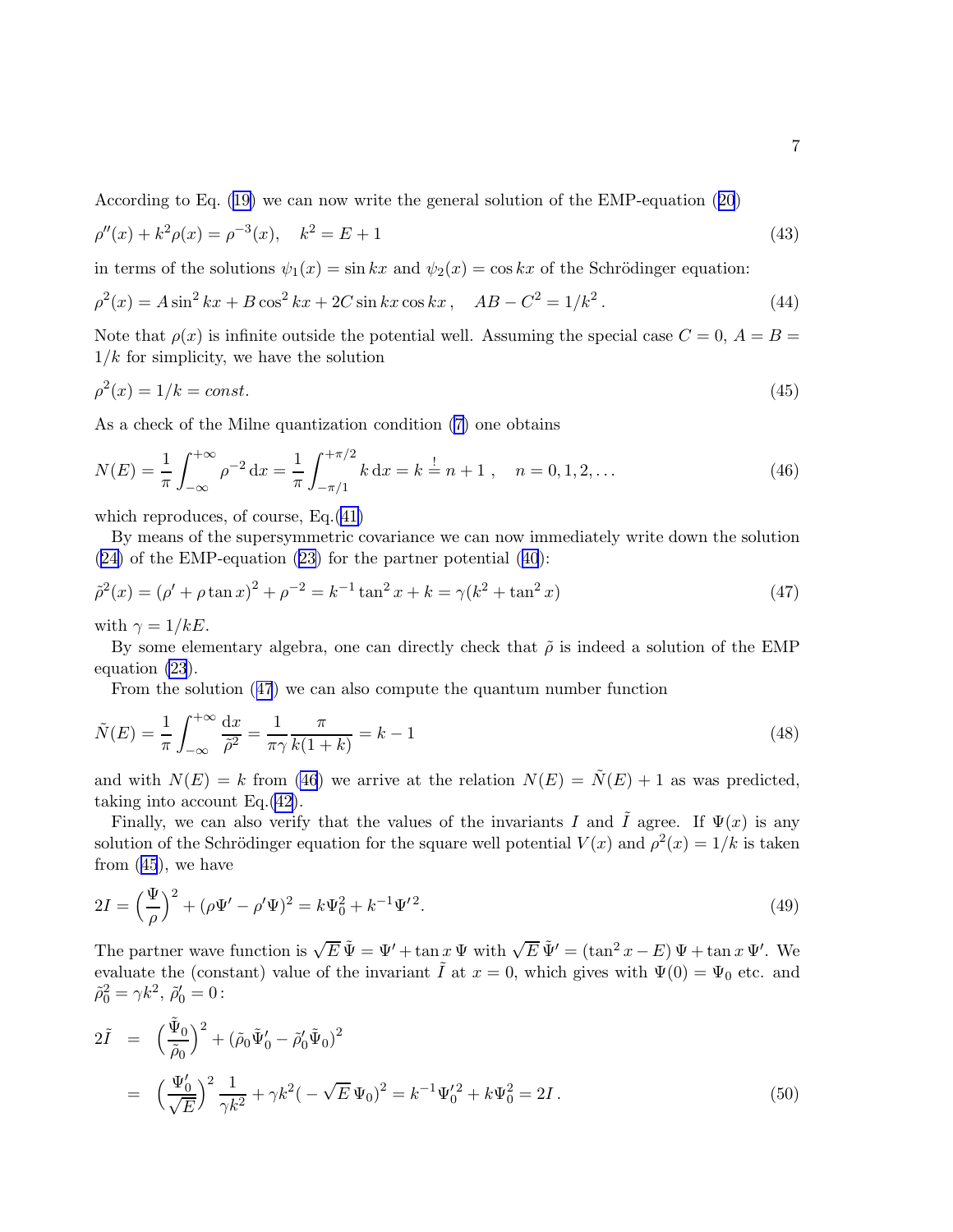According to Eq. (19) we can now write the general solution of the EMP-equation (20)

$$\rho''(x) + k^2\rho(x) = \rho^{-3}(x), \quad k^2 = E + 1 \tag{43}$$

in terms of the solutions $\psi_1(x) = \sin kx$ and $\psi_2(x) = \cos kx$ of the Schrödinger equation:

$$\rho^2(x) = A\sin^2 kx + B\cos^2 kx + 2C\sin kx\cos kx\,, \quad AB - C^2 = 1/k^2\,. \tag{44}$$

Note that $\rho(x)$ is infinite outside the potential well. Assuming the special case $C = 0$, $A = B = 1/k$ for simplicity, we have the solution

$$\rho^2(x) = 1/k = const. \tag{45}$$

As a check of the Milne quantization condition (7) one obtains

$$N(E) = \frac{1}{\pi}\int_{-\infty}^{+\infty}\rho^{-2}\,\mathrm{d}x = \frac{1}{\pi}\int_{-\pi/1}^{+\pi/2} k\,\mathrm{d}x = k \stackrel{!}{=} n+1\,, \quad n = 0,1,2,\ldots \tag{46}$$

which reproduces, of course, Eq.(41)

By means of the supersymmetric covariance we can now immediately write down the solution (24) of the EMP-equation (23) for the partner potential (40):

$$\tilde{\rho}^2(x) = (\rho' + \rho\tan x)^2 + \rho^{-2} = k^{-1}\tan^2 x + k = \gamma(k^2 + \tan^2 x) \tag{47}$$

with $\gamma = 1/kE$.

By some elementary algebra, one can directly check that $\tilde{\rho}$ is indeed a solution of the EMP equation (23).

From the solution (47) we can also compute the quantum number function

$$\tilde{N}(E) = \frac{1}{\pi}\int_{-\infty}^{+\infty}\frac{\mathrm{d}x}{\tilde{\rho}^2} = \frac{1}{\pi\gamma}\frac{\pi}{k(1+k)} = k - 1 \tag{48}$$

and with $N(E) = k$ from (46) we arrive at the relation $N(E) = \tilde{N}(E) + 1$ as was predicted, taking into account Eq.(42).

Finally, we can also verify that the values of the invariants $I$ and $\tilde{I}$ agree. If $\Psi(x)$ is any solution of the Schrödinger equation for the square well potential $V(x)$ and $\rho^2(x) = 1/k$ is taken from (45), we have

$$2I = \left(\frac{\Psi}{\rho}\right)^2 + (\rho\Psi' - \rho'\Psi)^2 = k\Psi_0^2 + k^{-1}\Psi'^2. \tag{49}$$

The partner wave function is $\sqrt{E}\,\tilde{\Psi} = \Psi' + \tan x\,\Psi$ with $\sqrt{E}\,\tilde{\Psi}' = (\tan^2 x - E)\,\Psi + \tan x\,\Psi'$. We evaluate the (constant) value of the invariant $\tilde{I}$ at $x = 0$, which gives with $\Psi(0) = \Psi_0$ etc. and $\tilde{\rho}_0^2 = \gamma k^2$, $\tilde{\rho}_0' = 0$:

$$\begin{aligned} 2\tilde{I} &= \left(\frac{\tilde{\Psi}_0}{\tilde{\rho}_0}\right)^2 + (\tilde{\rho}_0\tilde{\Psi}_0' - \tilde{\rho}_0'\tilde{\Psi}_0)^2 \\ &= \left(\frac{\Psi_0'}{\sqrt{E}}\right)^2\frac{1}{\gamma k^2} + \gamma k^2(-\sqrt{E}\,\Psi_0)^2 = k^{-1}{\Psi_0'}^2 + k\Psi_0^2 = 2I\,. \end{aligned} \tag{50}$$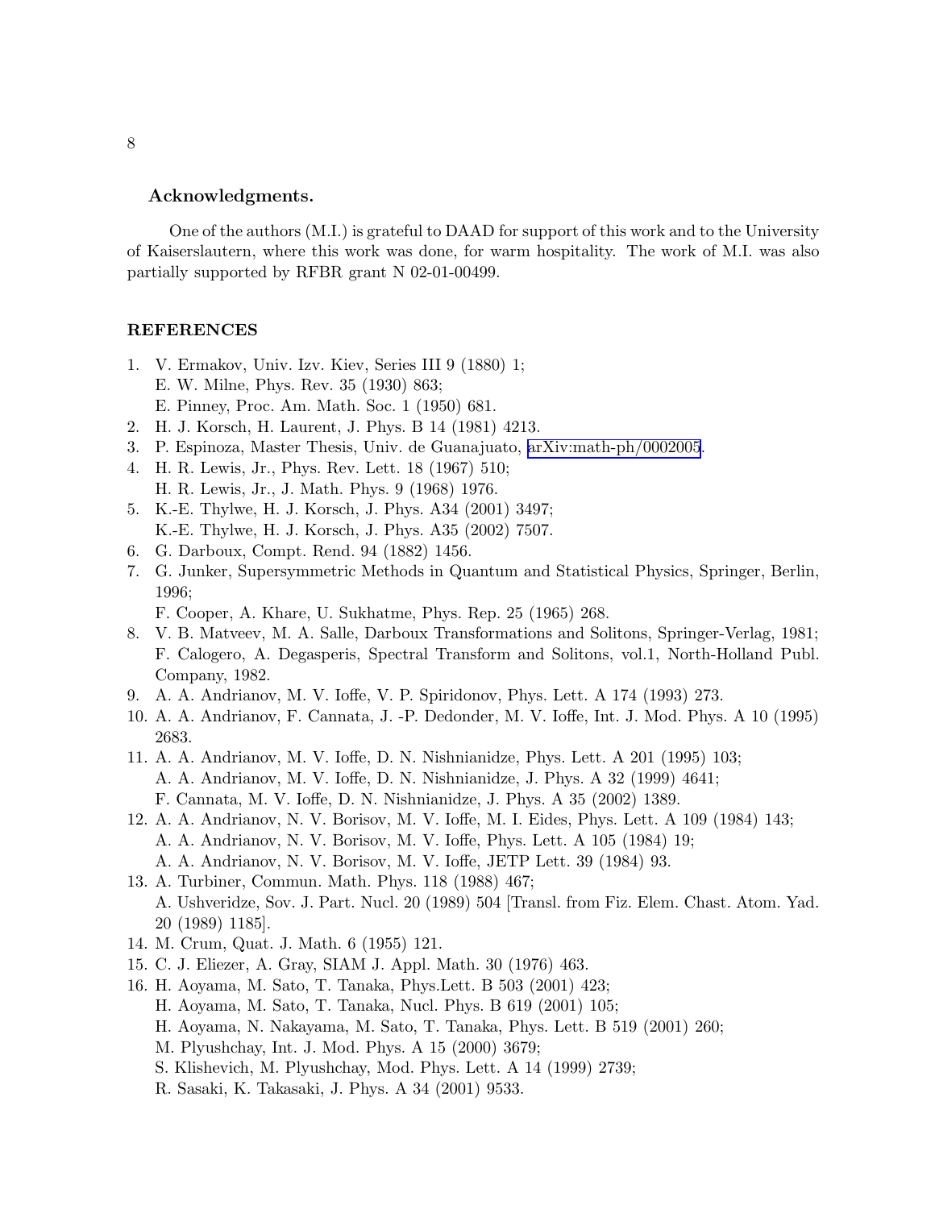**Acknowledgments.**

One of the authors (M.I.) is grateful to DAAD for support of this work and to the University of Kaiserslautern, where this work was done, for warm hospitality. The work of M.I. was also partially supported by RFBR grant N 02-01-00499.

**REFERENCES**

1. V. Ermakov, Univ. Izv. Kiev, Series III 9 (1880) 1;
   E. W. Milne, Phys. Rev. 35 (1930) 863;
   E. Pinney, Proc. Am. Math. Soc. 1 (1950) 681.
2. H. J. Korsch, H. Laurent, J. Phys. B 14 (1981) 4213.
3. P. Espinoza, Master Thesis, Univ. de Guanajuato, arXiv:math-ph/0002005.
4. H. R. Lewis, Jr., Phys. Rev. Lett. 18 (1967) 510;
   H. R. Lewis, Jr., J. Math. Phys. 9 (1968) 1976.
5. K.-E. Thylwe, H. J. Korsch, J. Phys. A34 (2001) 3497;
   K.-E. Thylwe, H. J. Korsch, J. Phys. A35 (2002) 7507.
6. G. Darboux, Compt. Rend. 94 (1882) 1456.
7. G. Junker, Supersymmetric Methods in Quantum and Statistical Physics, Springer, Berlin, 1996;
   F. Cooper, A. Khare, U. Sukhatme, Phys. Rep. 25 (1965) 268.
8. V. B. Matveev, M. A. Salle, Darboux Transformations and Solitons, Springer-Verlag, 1981;
   F. Calogero, A. Degasperis, Spectral Transform and Solitons, vol.1, North-Holland Publ. Company, 1982.
9. A. A. Andrianov, M. V. Ioffe, V. P. Spiridonov, Phys. Lett. A 174 (1993) 273.
10. A. A. Andrianov, F. Cannata, J. -P. Dedonder, M. V. Ioffe, Int. J. Mod. Phys. A 10 (1995) 2683.
11. A. A. Andrianov, M. V. Ioffe, D. N. Nishnianidze, Phys. Lett. A 201 (1995) 103;
    A. A. Andrianov, M. V. Ioffe, D. N. Nishnianidze, J. Phys. A 32 (1999) 4641;
    F. Cannata, M. V. Ioffe, D. N. Nishnianidze, J. Phys. A 35 (2002) 1389.
12. A. A. Andrianov, N. V. Borisov, M. V. Ioffe, M. I. Eides, Phys. Lett. A 109 (1984) 143;
    A. A. Andrianov, N. V. Borisov, M. V. Ioffe, Phys. Lett. A 105 (1984) 19;
    A. A. Andrianov, N. V. Borisov, M. V. Ioffe, JETP Lett. 39 (1984) 93.
13. A. Turbiner, Commun. Math. Phys. 118 (1988) 467;
    A. Ushveridze, Sov. J. Part. Nucl. 20 (1989) 504 [Transl. from Fiz. Elem. Chast. Atom. Yad. 20 (1989) 1185].
14. M. Crum, Quat. J. Math. 6 (1955) 121.
15. C. J. Eliezer, A. Gray, SIAM J. Appl. Math. 30 (1976) 463.
16. H. Aoyama, M. Sato, T. Tanaka, Phys.Lett. B 503 (2001) 423;
    H. Aoyama, M. Sato, T. Tanaka, Nucl. Phys. B 619 (2001) 105;
    H. Aoyama, N. Nakayama, M. Sato, T. Tanaka, Phys. Lett. B 519 (2001) 260;
    M. Plyushchay, Int. J. Mod. Phys. A 15 (2000) 3679;
    S. Klishevich, M. Plyushchay, Mod. Phys. Lett. A 14 (1999) 2739;
    R. Sasaki, K. Takasaki, J. Phys. A 34 (2001) 9533.